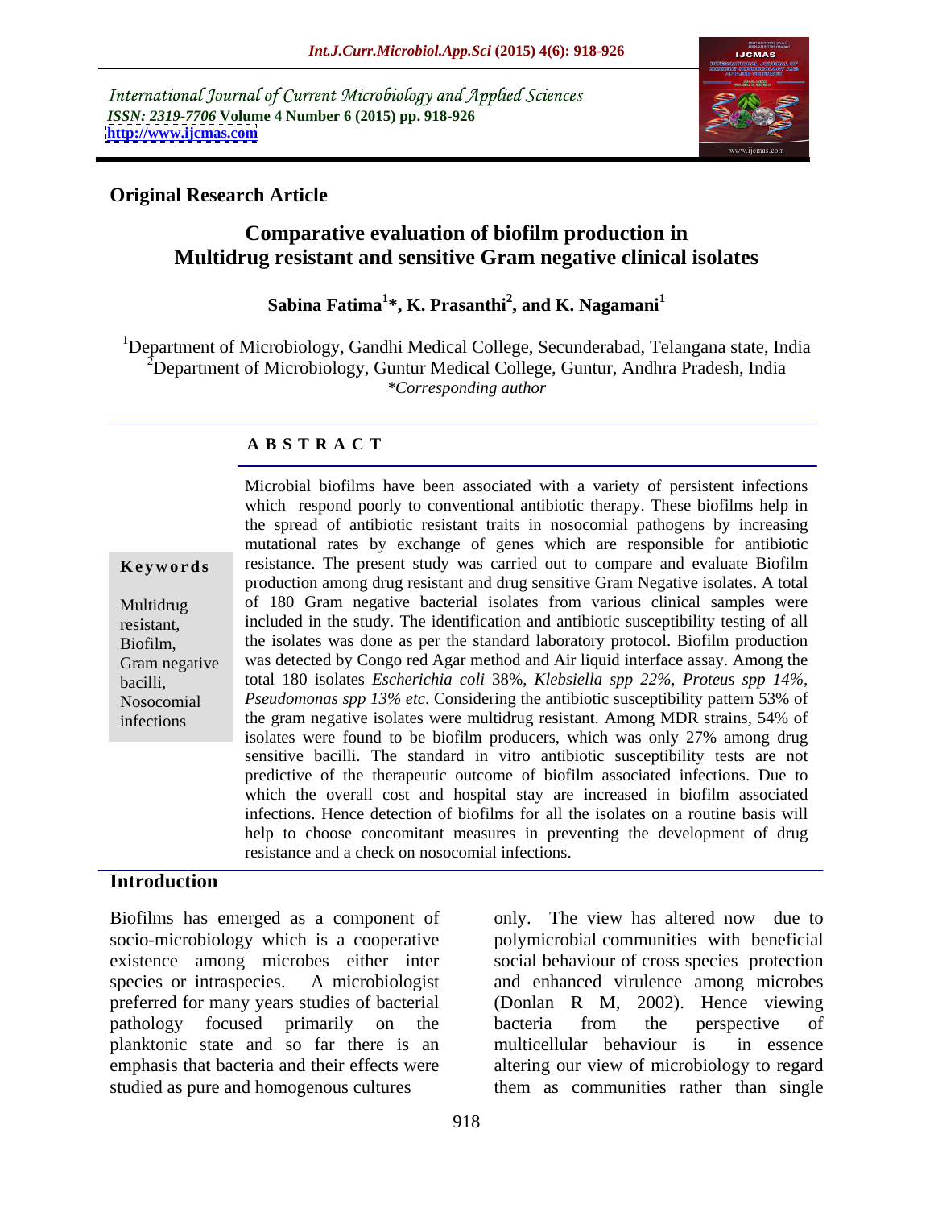International Journal of Current Microbiology and Applied Sciences
*ISSN: 2319-7706* **Volume 4 Number 6 (2015) pp. 918-926**
**http://www.ijcmas.com**

**Original Research Article**

# Comparative evaluation of biofilm production in Multidrug resistant and sensitive Gram negative clinical isolates

**Sabina Fatima[1]\*, K. Prasanthi[2], and K. Nagamani[1]**

[1]Department of Microbiology, Gandhi Medical College, Secunderabad, Telangana state, India
[2]Department of Microbiology, Guntur Medical College, Guntur, Andhra Pradesh, India
*\*Corresponding author*

## A B S T R A C T

**Keywords**

Multidrug resistant, Biofilm, Gram negative bacilli, Nosocomial infections

Microbial biofilms have been associated with a variety of persistent infections which respond poorly to conventional antibiotic therapy. These biofilms help in the spread of antibiotic resistant traits in nosocomial pathogens by increasing mutational rates by exchange of genes which are responsible for antibiotic resistance. The present study was carried out to compare and evaluate Biofilm production among drug resistant and drug sensitive Gram Negative isolates. A total of 180 Gram negative bacterial isolates from various clinical samples were included in the study. The identification and antibiotic susceptibility testing of all the isolates was done as per the standard laboratory protocol. Biofilm production was detected by Congo red Agar method and Air liquid interface assay. Among the total 180 isolates *Escherichia coli* 38%, *Klebsiella spp 22%, Proteus spp 14%, Pseudomonas spp 13% etc*. Considering the antibiotic susceptibility pattern 53% of the gram negative isolates were multidrug resistant. Among MDR strains, 54% of isolates were found to be biofilm producers, which was only 27% among drug sensitive bacilli. The standard in vitro antibiotic susceptibility tests are not predictive of the therapeutic outcome of biofilm associated infections. Due to which the overall cost and hospital stay are increased in biofilm associated infections. Hence detection of biofilms for all the isolates on a routine basis will help to choose concomitant measures in preventing the development of drug resistance and a check on nosocomial infections.

## Introduction

Biofilms has emerged as a component of socio-microbiology which is a cooperative existence among microbes either inter species or intraspecies. A microbiologist preferred for many years studies of bacterial pathology focused primarily on the planktonic state and so far there is an emphasis that bacteria and their effects were studied as pure and homogenous cultures only. The view has altered now due to polymicrobial communities with beneficial social behaviour of cross species protection and enhanced virulence among microbes (Donlan R M, 2002). Hence viewing bacteria from the perspective of multicellular behaviour is in essence altering our view of microbiology to regard them as communities rather than single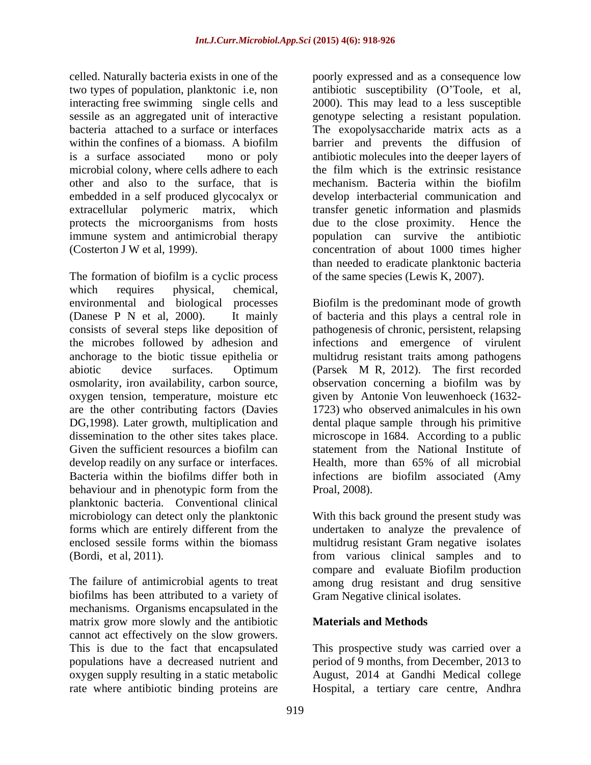celled. Naturally bacteria exists in one of the two types of population, planktonic i.e, non interacting free swimming single cells and sessile as an aggregated unit of interactive bacteria attached to a surface or interfaces within the confines of a biomass. A biofilm is a surface associated mono or poly microbial colony, where cells adhere to each other and also to the surface, that is embedded in a self produced glycocalyx or extracellular polymeric matrix, which protects the microorganisms from hosts immune system and antimicrobial therapy (Costerton J W et al, 1999).

The formation of biofilm is a cyclic process which requires physical, chemical, environmental and biological processes (Danese P N et al, 2000). It mainly consists of several steps like deposition of the microbes followed by adhesion and anchorage to the biotic tissue epithelia or abiotic device surfaces. Optimum osmolarity, iron availability, carbon source, oxygen tension, temperature, moisture etc are the other contributing factors (Davies DG,1998). Later growth, multiplication and dissemination to the other sites takes place. Given the sufficient resources a biofilm can develop readily on any surface or interfaces. Bacteria within the biofilms differ both in behaviour and in phenotypic form from the planktonic bacteria. Conventional clinical microbiology can detect only the planktonic forms which are entirely different from the enclosed sessile forms within the biomass (Bordi, et al, 2011).

The failure of antimicrobial agents to treat biofilms has been attributed to a variety of mechanisms. Organisms encapsulated in the matrix grow more slowly and the antibiotic cannot act effectively on the slow growers. This is due to the fact that encapsulated populations have a decreased nutrient and oxygen supply resulting in a static metabolic rate where antibiotic binding proteins are poorly expressed and as a consequence low antibiotic susceptibility (O'Toole, et al, 2000). This may lead to a less susceptible genotype selecting a resistant population. The exopolysaccharide matrix acts as a barrier and prevents the diffusion of antibiotic molecules into the deeper layers of the film which is the extrinsic resistance mechanism. Bacteria within the biofilm develop interbacterial communication and transfer genetic information and plasmids due to the close proximity. Hence the population can survive the antibiotic concentration of about 1000 times higher than needed to eradicate planktonic bacteria of the same species (Lewis K, 2007).

Biofilm is the predominant mode of growth of bacteria and this plays a central role in pathogenesis of chronic, persistent, relapsing infections and emergence of virulent multidrug resistant traits among pathogens (Parsek M R, 2012). The first recorded observation concerning a biofilm was by given by Antonie Von leuwenhoeck (1632-1723) who observed animalcules in his own dental plaque sample through his primitive microscope in 1684. According to a public statement from the National Institute of Health, more than 65% of all microbial infections are biofilm associated (Amy Proal, 2008).

With this back ground the present study was undertaken to analyze the prevalence of multidrug resistant Gram negative isolates from various clinical samples and to compare and evaluate Biofilm production among drug resistant and drug sensitive Gram Negative clinical isolates.

## Materials and Methods

This prospective study was carried over a period of 9 months, from December, 2013 to August, 2014 at Gandhi Medical college Hospital, a tertiary care centre, Andhra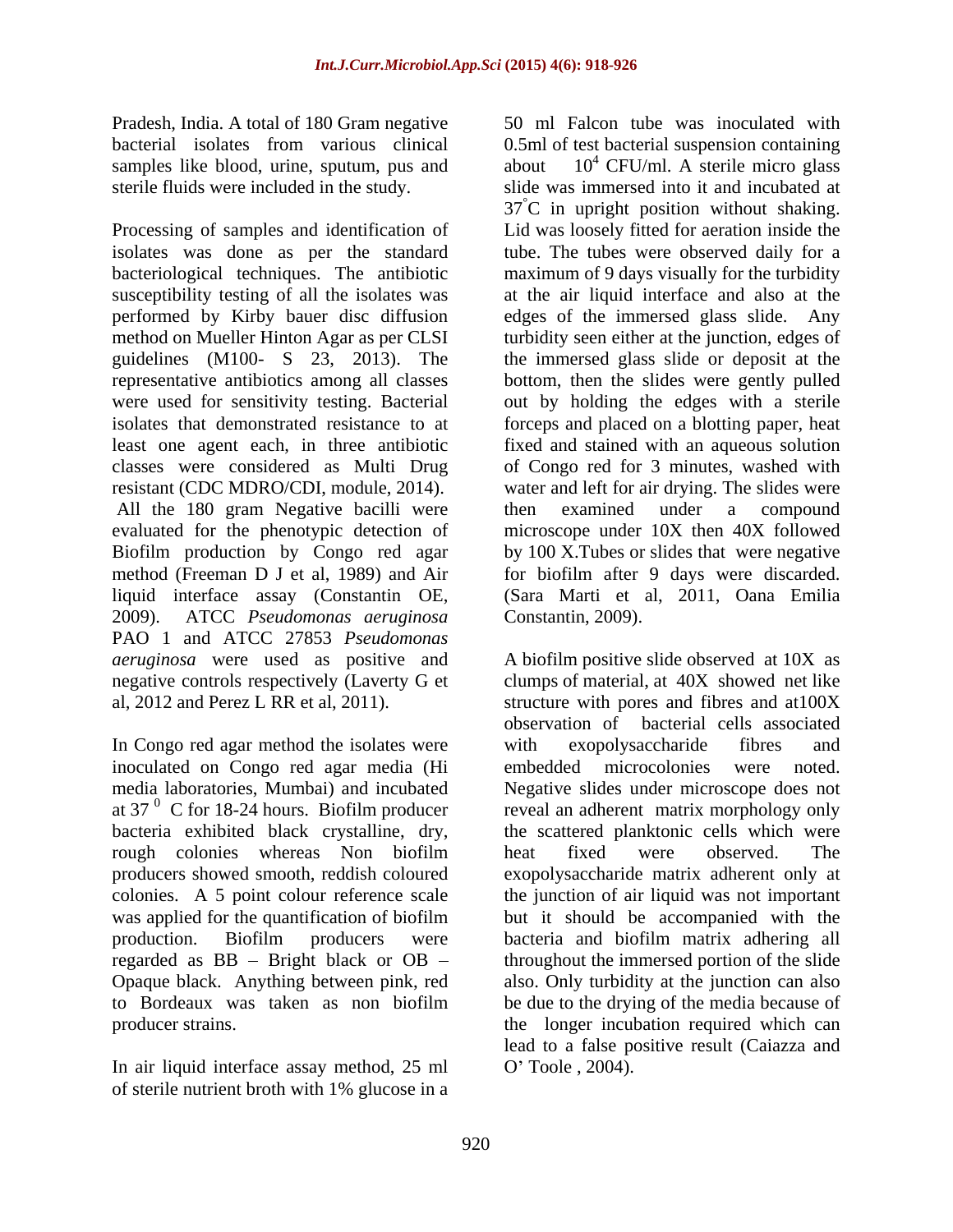Pradesh, India. A total of 180 Gram negative bacterial isolates from various clinical samples like blood, urine, sputum, pus and sterile fluids were included in the study.

Processing of samples and identification of isolates was done as per the standard bacteriological techniques. The antibiotic susceptibility testing of all the isolates was performed by Kirby bauer disc diffusion method on Mueller Hinton Agar as per CLSI guidelines (M100- S 23, 2013). The representative antibiotics among all classes were used for sensitivity testing. Bacterial isolates that demonstrated resistance to at least one agent each, in three antibiotic classes were considered as Multi Drug resistant (CDC MDRO/CDI, module, 2014). All the 180 gram Negative bacilli were evaluated for the phenotypic detection of Biofilm production by Congo red agar method (Freeman D J et al, 1989) and Air liquid interface assay (Constantin OE, 2009). ATCC *Pseudomonas aeruginosa* PAO 1 and ATCC 27853 *Pseudomonas aeruginosa* were used as positive and negative controls respectively (Laverty G et al, 2012 and Perez L RR et al, 2011).

In Congo red agar method the isolates were inoculated on Congo red agar media (Hi media laboratories, Mumbai) and incubated at $37^0$ C for 18-24 hours. Biofilm producer bacteria exhibited black crystalline, dry, rough colonies whereas Non biofilm producers showed smooth, reddish coloured colonies. A 5 point colour reference scale was applied for the quantification of biofilm production. Biofilm producers were regarded as BB – Bright black or OB – Opaque black. Anything between pink, red to Bordeaux was taken as non biofilm producer strains.

In air liquid interface assay method, 25 ml of sterile nutrient broth with 1% glucose in a 50 ml Falcon tube was inoculated with 0.5ml of test bacterial suspension containing about $10^4$ CFU/ml. A sterile micro glass slide was immersed into it and incubated at $37^{\circ}$C in upright position without shaking. Lid was loosely fitted for aeration inside the tube. The tubes were observed daily for a maximum of 9 days visually for the turbidity at the air liquid interface and also at the edges of the immersed glass slide. Any turbidity seen either at the junction, edges of the immersed glass slide or deposit at the bottom, then the slides were gently pulled out by holding the edges with a sterile forceps and placed on a blotting paper, heat fixed and stained with an aqueous solution of Congo red for 3 minutes, washed with water and left for air drying. The slides were then examined under a compound microscope under 10X then 40X followed by 100 X.Tubes or slides that were negative for biofilm after 9 days were discarded. (Sara Marti et al, 2011, Oana Emilia Constantin, 2009).

A biofilm positive slide observed at 10X as clumps of material, at 40X showed net like structure with pores and fibres and at100X observation of bacterial cells associated with exopolysaccharide fibres and embedded microcolonies were noted. Negative slides under microscope does not reveal an adherent matrix morphology only the scattered planktonic cells which were heat fixed were observed. The exopolysaccharide matrix adherent only at the junction of air liquid was not important but it should be accompanied with the bacteria and biofilm matrix adhering all throughout the immersed portion of the slide also. Only turbidity at the junction can also be due to the drying of the media because of the longer incubation required which can lead to a false positive result (Caiazza and O' Toole , 2004).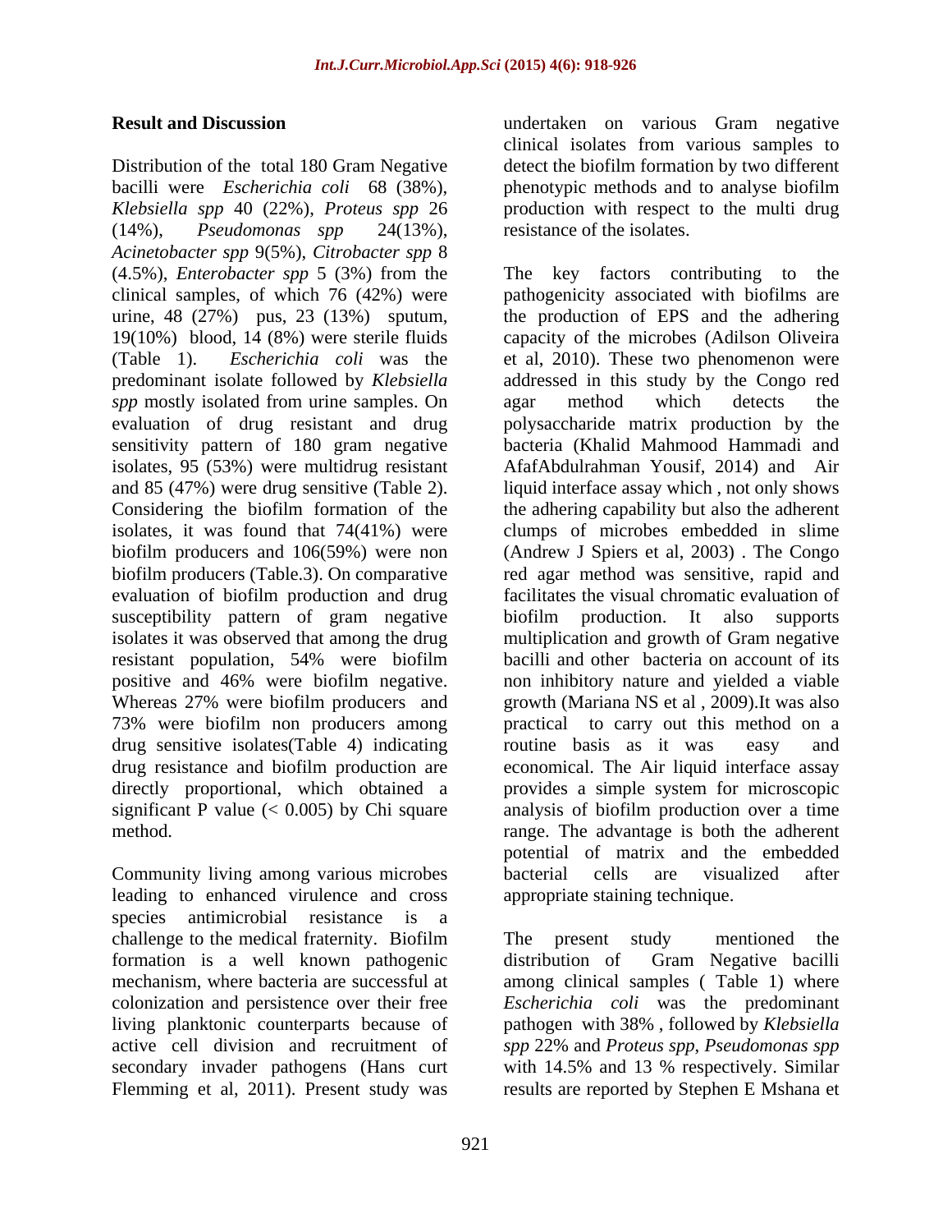**Result and Discussion**

Distribution of the total 180 Gram Negative bacilli were *Escherichia coli* 68 (38%), *Klebsiella spp* 40 (22%), *Proteus spp* 26 (14%), *Pseudomonas spp* 24(13%), *Acinetobacter spp* 9(5%), *Citrobacter spp* 8 (4.5%), *Enterobacter spp* 5 (3%) from the clinical samples, of which 76 (42%) were urine, 48 (27%) pus, 23 (13%) sputum, 19(10%) blood, 14 (8%) were sterile fluids (Table 1). *Escherichia coli* was the predominant isolate followed by *Klebsiella spp* mostly isolated from urine samples. On evaluation of drug resistant and drug sensitivity pattern of 180 gram negative isolates, 95 (53%) were multidrug resistant and 85 (47%) were drug sensitive (Table 2). Considering the biofilm formation of the isolates, it was found that 74(41%) were biofilm producers and 106(59%) were non biofilm producers (Table.3). On comparative evaluation of biofilm production and drug susceptibility pattern of gram negative isolates it was observed that among the drug resistant population, 54% were biofilm positive and 46% were biofilm negative. Whereas 27% were biofilm producers and 73% were biofilm non producers among drug sensitive isolates(Table 4) indicating drug resistance and biofilm production are directly proportional, which obtained a significant P value (< 0.005) by Chi square method.

Community living among various microbes leading to enhanced virulence and cross species antimicrobial resistance is a challenge to the medical fraternity. Biofilm formation is a well known pathogenic mechanism, where bacteria are successful at colonization and persistence over their free living planktonic counterparts because of active cell division and recruitment of secondary invader pathogens (Hans curt Flemming et al, 2011). Present study was undertaken on various Gram negative clinical isolates from various samples to detect the biofilm formation by two different phenotypic methods and to analyse biofilm production with respect to the multi drug resistance of the isolates.

The key factors contributing to the pathogenicity associated with biofilms are the production of EPS and the adhering capacity of the microbes (Adilson Oliveira et al, 2010). These two phenomenon were addressed in this study by the Congo red agar method which detects the polysaccharide matrix production by the bacteria (Khalid Mahmood Hammadi and AfafAbdulrahman Yousif, 2014) and Air liquid interface assay which , not only shows the adhering capability but also the adherent clumps of microbes embedded in slime (Andrew J Spiers et al, 2003) . The Congo red agar method was sensitive, rapid and facilitates the visual chromatic evaluation of biofilm production. It also supports multiplication and growth of Gram negative bacilli and other bacteria on account of its non inhibitory nature and yielded a viable growth (Mariana NS et al , 2009).It was also practical to carry out this method on a routine basis as it was easy and economical. The Air liquid interface assay provides a simple system for microscopic analysis of biofilm production over a time range. The advantage is both the adherent potential of matrix and the embedded bacterial cells are visualized after appropriate staining technique.

The present study mentioned the distribution of Gram Negative bacilli among clinical samples ( Table 1) where *Escherichia coli* was the predominant pathogen with 38% , followed by *Klebsiella spp* 22% and *Proteus spp*, *Pseudomonas spp* with 14.5% and 13 % respectively. Similar results are reported by Stephen E Mshana et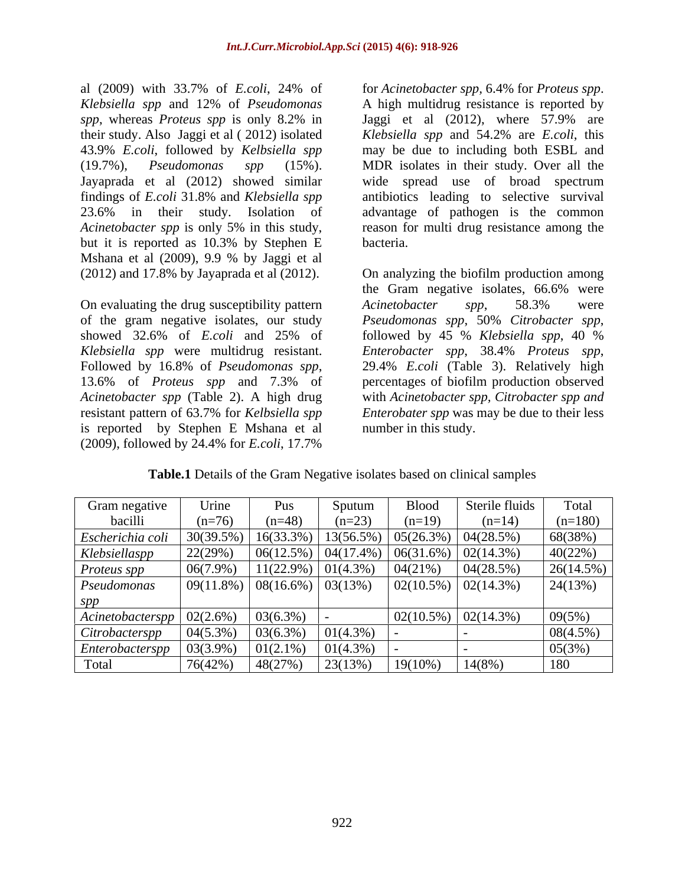al (2009) with 33.7% of *E.coli*, 24% of *Klebsiella spp* and 12% of *Pseudomonas spp*, whereas *Proteus spp* is only 8.2% in their study. Also Jaggi et al ( 2012) isolated 43.9% *E.coli*, followed by *Kelbsiella spp* (19.7%), *Pseudomonas spp* (15%). Jayaprada et al (2012) showed similar findings of *E.coli* 31.8% and *Klebsiella spp* 23.6% in their study. Isolation of *Acinetobacter spp* is only 5% in this study, but it is reported as 10.3% by Stephen E Mshana et al (2009), 9.9 % by Jaggi et al (2012) and 17.8% by Jayaprada et al (2012).

On evaluating the drug susceptibility pattern of the gram negative isolates, our study showed 32.6% of *E.coli* and 25% of *Klebsiella spp* were multidrug resistant. Followed by 16.8% of *Pseudomonas spp*, 13.6% of *Proteus spp* and 7.3% of *Acinetobacter spp* (Table 2). A high drug resistant pattern of 63.7% for *Kelbsiella spp* is reported by Stephen E Mshana et al (2009), followed by 24.4% for *E.coli*, 17.7% for *Acinetobacter spp*, 6.4% for *Proteus spp*. A high multidrug resistance is reported by Jaggi et al (2012), where 57.9% are *Klebsiella spp* and 54.2% are *E.coli*, this may be due to including both ESBL and MDR isolates in their study. Over all the wide spread use of broad spectrum antibiotics leading to selective survival advantage of pathogen is the common reason for multi drug resistance among the bacteria.

On analyzing the biofilm production among the Gram negative isolates, 66.6% were *Acinetobacter spp*, 58.3% were *Pseudomonas spp*, 50% *Citrobacter spp*, followed by 45 % *Klebsiella spp*, 40 % *Enterobacter spp*, 38.4% *Proteus spp*, 29.4% *E.coli* (Table 3). Relatively high percentages of biofilm production observed with *Acinetobacter spp, Citrobacter spp and Enterobater spp* was may be due to their less number in this study.

**Table.1** Details of the Gram Negative isolates based on clinical samples

| Gram negative bacilli | Urine (n=76) | Pus (n=48) | Sputum (n=23) | Blood (n=19) | Sterile fluids (n=14) | Total (n=180) |
|---|---|---|---|---|---|---|
| *Escherichia coli* | 30(39.5%) | 16(33.3%) | 13(56.5%) | 05(26.3%) | 04(28.5%) | 68(38%) |
| *Klebsiellaspp* | 22(29%) | 06(12.5%) | 04(17.4%) | 06(31.6%) | 02(14.3%) | 40(22%) |
| *Proteus spp* | 06(7.9%) | 11(22.9%) | 01(4.3%) | 04(21%) | 04(28.5%) | 26(14.5%) |
| *Pseudomonas spp* | 09(11.8%) | 08(16.6%) | 03(13%) | 02(10.5%) | 02(14.3%) | 24(13%) |
| *Acinetobacterspp* | 02(2.6%) | 03(6.3%) | - | 02(10.5%) | 02(14.3%) | 09(5%) |
| *Citrobacterspp* | 04(5.3%) | 03(6.3%) | 01(4.3%) | - | - | 08(4.5%) |
| *Enterobacterspp* | 03(3.9%) | 01(2.1%) | 01(4.3%) | - | - | 05(3%) |
| Total | 76(42%) | 48(27%) | 23(13%) | 19(10%) | 14(8%) | 180 |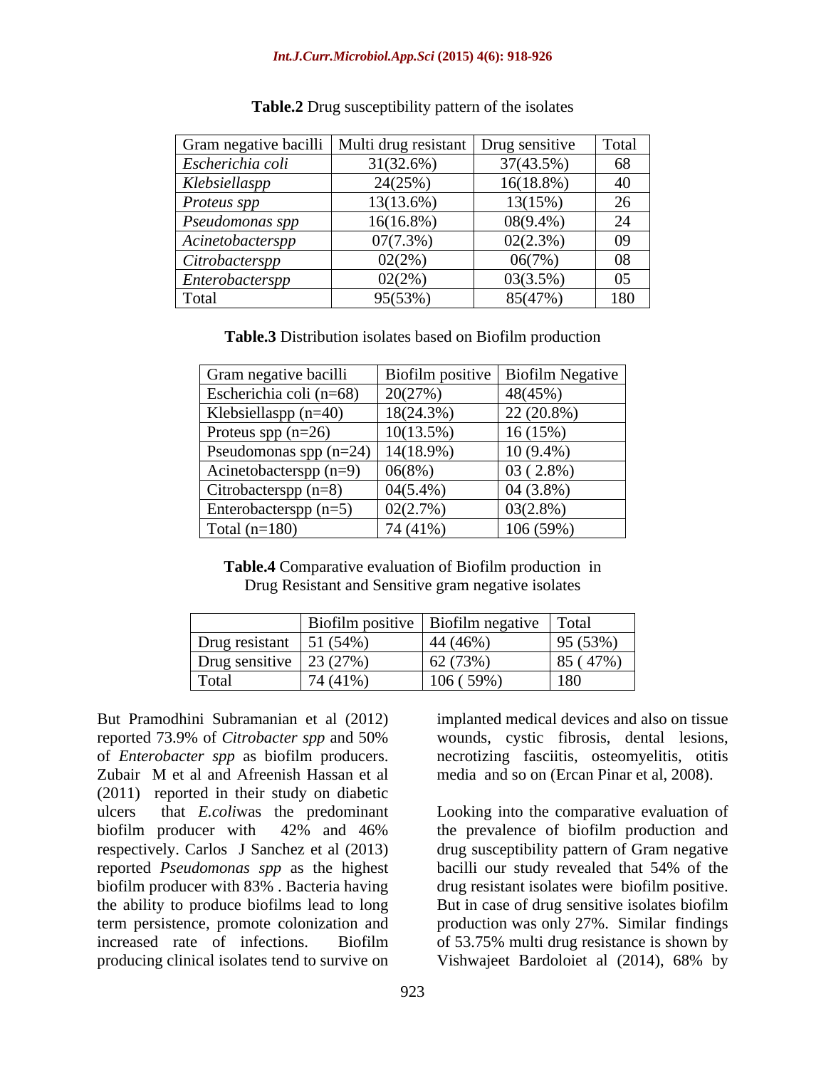**Table.2** Drug susceptibility pattern of the isolates

| Gram negative bacilli | Multi drug resistant | Drug sensitive | Total |
|---|---|---|---|
| *Escherichia coli* | 31(32.6%) | 37(43.5%) | 68 |
| *Klebsiellaspp* | 24(25%) | 16(18.8%) | 40 |
| *Proteus spp* | 13(13.6%) | 13(15%) | 26 |
| *Pseudomonas spp* | 16(16.8%) | 08(9.4%) | 24 |
| *Acinetobacterspp* | 07(7.3%) | 02(2.3%) | 09 |
| *Citrobacterspp* | 02(2%) | 06(7%) | 08 |
| *Enterobacterspp* | 02(2%) | 03(3.5%) | 05 |
| Total | 95(53%) | 85(47%) | 180 |

**Table.3** Distribution isolates based on Biofilm production

| Gram negative bacilli | Biofilm positive | Biofilm Negative |
|---|---|---|
| Escherichia coli (n=68) | 20(27%) | 48(45%) |
| Klebsiellaspp (n=40) | 18(24.3%) | 22 (20.8%) |
| Proteus spp (n=26) | 10(13.5%) | 16 (15%) |
| Pseudomonas spp (n=24) | 14(18.9%) | 10 (9.4%) |
| Acinetobacterspp (n=9) | 06(8%) | 03 ( 2.8%) |
| Citrobacterspp (n=8) | 04(5.4%) | 04 (3.8%) |
| Enterobacterspp (n=5) | 02(2.7%) | 03(2.8%) |
| Total (n=180) | 74 (41%) | 106 (59%) |

**Table.4** Comparative evaluation of Biofilm production in Drug Resistant and Sensitive gram negative isolates

| | Biofilm positive | Biofilm negative | Total |
|---|---|---|---|
| Drug resistant | 51 (54%) | 44 (46%) | 95 (53%) |
| Drug sensitive | 23 (27%) | 62 (73%) | 85 ( 47%) |
| Total | 74 (41%) | 106 ( 59%) | 180 |

But Pramodhini Subramanian et al (2012) reported 73.9% of *Citrobacter spp* and 50% of *Enterobacter spp* as biofilm producers. Zubair M et al and Afreenish Hassan et al (2011) reported in their study on diabetic ulcers that *E.coli*was the predominant biofilm producer with 42% and 46% respectively. Carlos J Sanchez et al (2013) reported *Pseudomonas spp* as the highest biofilm producer with 83% . Bacteria having the ability to produce biofilms lead to long term persistence, promote colonization and increased rate of infections. Biofilm producing clinical isolates tend to survive on implanted medical devices and also on tissue wounds, cystic fibrosis, dental lesions, necrotizing fasciitis, osteomyelitis, otitis media and so on (Ercan Pinar et al, 2008).

Looking into the comparative evaluation of the prevalence of biofilm production and drug susceptibility pattern of Gram negative bacilli our study revealed that 54% of the drug resistant isolates were biofilm positive. But in case of drug sensitive isolates biofilm production was only 27%. Similar findings of 53.75% multi drug resistance is shown by Vishwajeet Bardoloiet al (2014), 68% by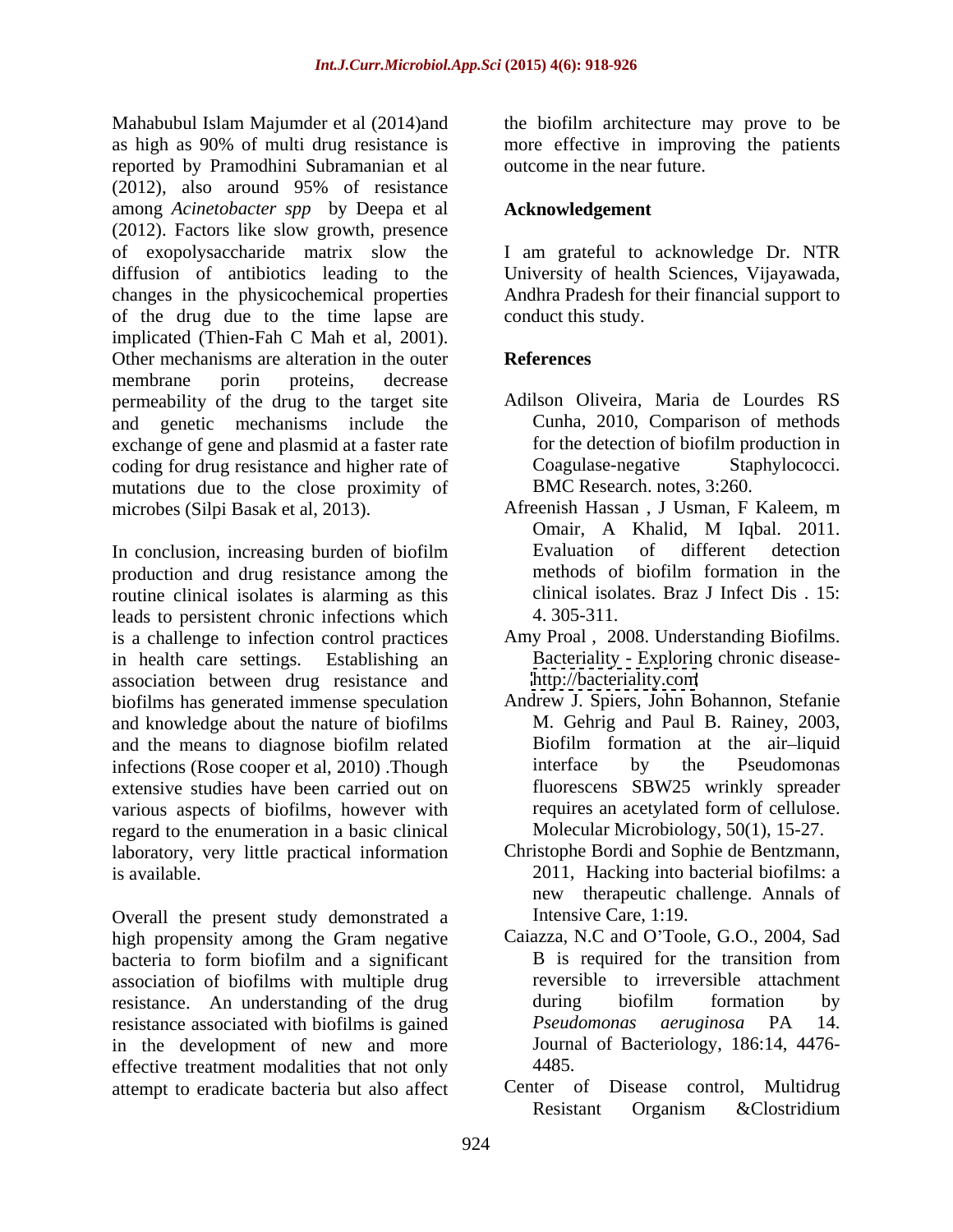Mahabubul Islam Majumder et al (2014)and as high as 90% of multi drug resistance is reported by Pramodhini Subramanian et al (2012), also around 95% of resistance among *Acinetobacter spp* by Deepa et al (2012). Factors like slow growth, presence of exopolysaccharide matrix slow the diffusion of antibiotics leading to the changes in the physicochemical properties of the drug due to the time lapse are implicated (Thien-Fah C Mah et al, 2001). Other mechanisms are alteration in the outer membrane porin proteins, decrease permeability of the drug to the target site and genetic mechanisms include the exchange of gene and plasmid at a faster rate coding for drug resistance and higher rate of mutations due to the close proximity of microbes (Silpi Basak et al, 2013).

In conclusion, increasing burden of biofilm production and drug resistance among the routine clinical isolates is alarming as this leads to persistent chronic infections which is a challenge to infection control practices in health care settings. Establishing an association between drug resistance and biofilms has generated immense speculation and knowledge about the nature of biofilms and the means to diagnose biofilm related infections (Rose cooper et al, 2010) .Though extensive studies have been carried out on various aspects of biofilms, however with regard to the enumeration in a basic clinical laboratory, very little practical information is available.

Overall the present study demonstrated a high propensity among the Gram negative bacteria to form biofilm and a significant association of biofilms with multiple drug resistance. An understanding of the drug resistance associated with biofilms is gained in the development of new and more effective treatment modalities that not only attempt to eradicate bacteria but also affect the biofilm architecture may prove to be more effective in improving the patients outcome in the near future.

## Acknowledgement

I am grateful to acknowledge Dr. NTR University of health Sciences, Vijayawada, Andhra Pradesh for their financial support to conduct this study.

## References

Adilson Oliveira, Maria de Lourdes RS Cunha, 2010, Comparison of methods for the detection of biofilm production in Coagulase-negative Staphylococci. BMC Research. notes, 3:260.

Afreenish Hassan , J Usman, F Kaleem, m Omair, A Khalid, M Iqbal. 2011. Evaluation of different detection methods of biofilm formation in the clinical isolates. Braz J Infect Dis . 15: 4. 305-311.

Amy Proal , 2008. Understanding Biofilms. Bacteriality - Exploring chronic disease- http://bacteriality.com

Andrew J. Spiers, John Bohannon, Stefanie M. Gehrig and Paul B. Rainey, 2003, Biofilm formation at the air–liquid interface by the Pseudomonas fluorescens SBW25 wrinkly spreader requires an acetylated form of cellulose. Molecular Microbiology, 50(1), 15-27.

Christophe Bordi and Sophie de Bentzmann, 2011, Hacking into bacterial biofilms: a new therapeutic challenge. Annals of Intensive Care, 1:19.

Caiazza, N.C and O'Toole, G.O., 2004, Sad B is required for the transition from reversible to irreversible attachment during biofilm formation by *Pseudomonas aeruginosa* PA 14. Journal of Bacteriology, 186:14, 4476-4485.

Center of Disease control, Multidrug Resistant Organism &Clostridium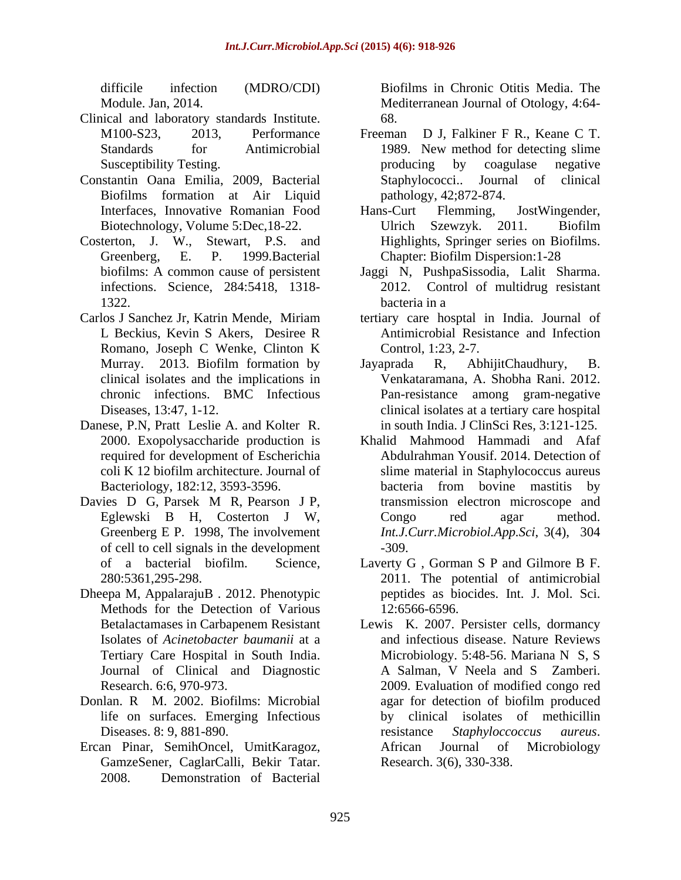difficile infection (MDRO/CDI) Module. Jan, 2014.

Clinical and laboratory standards Institute. M100-S23, 2013, Performance Standards for Antimicrobial Susceptibility Testing.

Constantin Oana Emilia, 2009, Bacterial Biofilms formation at Air Liquid Interfaces, Innovative Romanian Food Biotechnology, Volume 5:Dec,18-22.

Costerton, J. W., Stewart, P.S. and Greenberg, E. P. 1999.Bacterial biofilms: A common cause of persistent infections. Science, 284:5418, 1318-1322.

Carlos J Sanchez Jr, Katrin Mende, Miriam L Beckius, Kevin S Akers, Desiree R Romano, Joseph C Wenke, Clinton K Murray. 2013. Biofilm formation by clinical isolates and the implications in chronic infections. BMC Infectious Diseases, 13:47, 1-12.

Danese, P.N, Pratt Leslie A. and Kolter R. 2000. Exopolysaccharide production is required for development of Escherichia coli K 12 biofilm architecture. Journal of Bacteriology, 182:12, 3593-3596.

Davies D G, Parsek M R, Pearson J P, Eglewski B H, Costerton J W, Greenberg E P. 1998, The involvement of cell to cell signals in the development of a bacterial biofilm. Science, 280:5361,295-298.

Dheepa M, AppalarajuB . 2012. Phenotypic Methods for the Detection of Various Betalactamases in Carbapenem Resistant Isolates of *Acinetobacter baumanii* at a Tertiary Care Hospital in South India. Journal of Clinical and Diagnostic Research. 6:6, 970-973.

Donlan. R M. 2002. Biofilms: Microbial life on surfaces. Emerging Infectious Diseases. 8: 9, 881-890.

Ercan Pinar, SemihOncel, UmitKaragoz, GamzeSener, CaglarCalli, Bekir Tatar. 2008. Demonstration of Bacterial Biofilms in Chronic Otitis Media. The Mediterranean Journal of Otology, 4:64-68.

Freeman D J, Falkiner F R., Keane C T. 1989. New method for detecting slime producing by coagulase negative Staphylococci.. Journal of clinical pathology, 42;872-874.

Hans-Curt Flemming, JostWingender, Ulrich Szewzyk. 2011. Biofilm Highlights, Springer series on Biofilms. Chapter: Biofilm Dispersion:1-28

Jaggi N, PushpaSissodia, Lalit Sharma. 2012. Control of multidrug resistant bacteria in a tertiary care hosptal in India. Journal of Antimicrobial Resistance and Infection Control, 1:23, 2-7.

Jayaprada R, AbhijitChaudhury, B. Venkataramana, A. Shobha Rani. 2012. Pan-resistance among gram-negative clinical isolates at a tertiary care hospital in south India. J ClinSci Res, 3:121-125.

Khalid Mahmood Hammadi and Afaf Abdulrahman Yousif. 2014. Detection of slime material in Staphylococcus aureus bacteria from bovine mastitis by transmission electron microscope and Congo red agar method. *Int.J.Curr.Microbiol.App.Sci*, 3(4), 304-309.

Laverty G , Gorman S P and Gilmore B F. 2011. The potential of antimicrobial peptides as biocides. Int. J. Mol. Sci. 12:6566-6596.

Lewis K. 2007. Persister cells, dormancy and infectious disease. Nature Reviews Microbiology. 5:48-56. Mariana N S, S A Salman, V Neela and S Zamberi. 2009. Evaluation of modified congo red agar for detection of biofilm produced by clinical isolates of methicillin resistance *Staphyloccoccus aureus*. African Journal of Microbiology Research. 3(6), 330-338.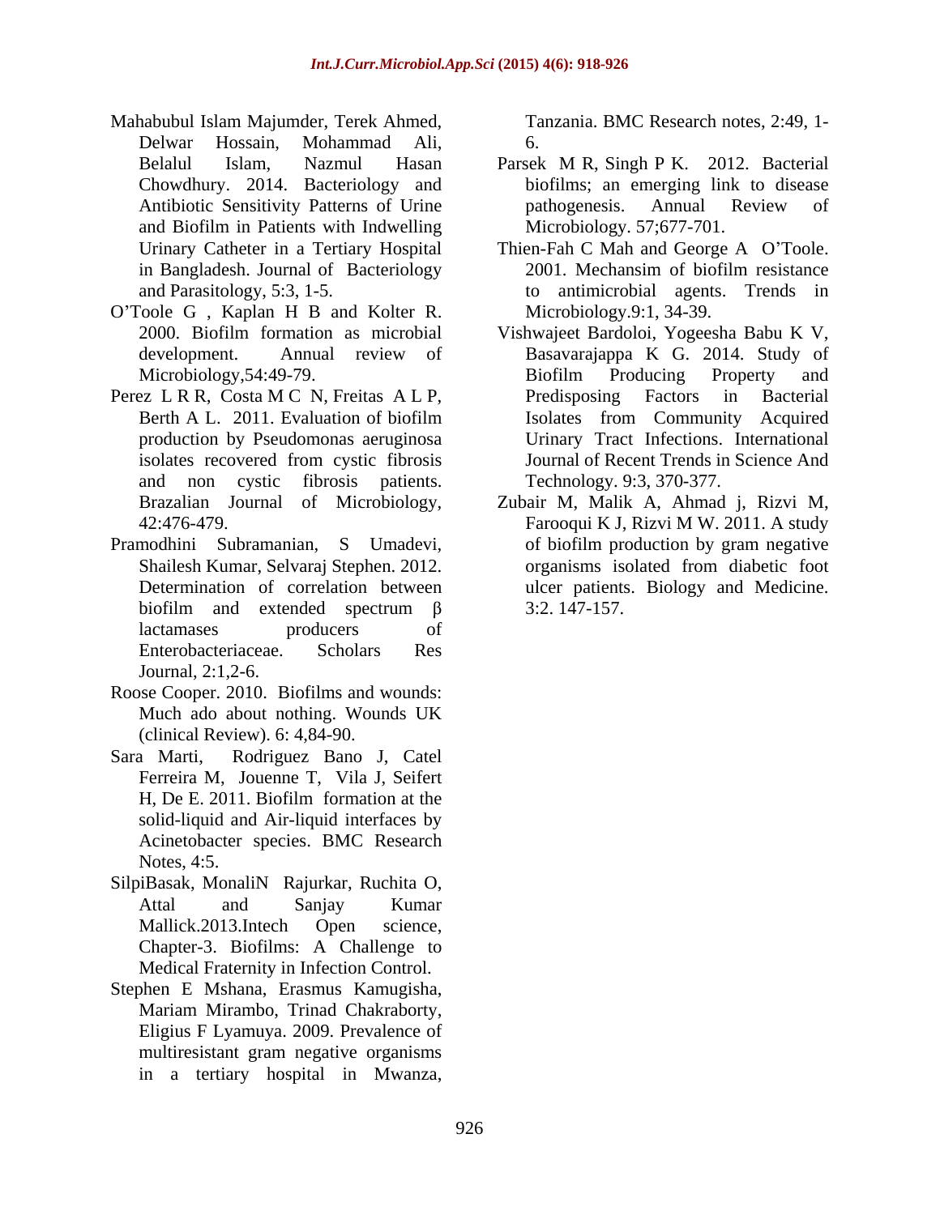Mahabubul Islam Majumder, Terek Ahmed, Delwar Hossain, Mohammad Ali, Belalul Islam, Nazmul Hasan Chowdhury. 2014. Bacteriology and Antibiotic Sensitivity Patterns of Urine and Biofilm in Patients with Indwelling Urinary Catheter in a Tertiary Hospital in Bangladesh. Journal of Bacteriology and Parasitology, 5:3, 1-5.

O'Toole G , Kaplan H B and Kolter R. 2000. Biofilm formation as microbial development. Annual review of Microbiology,54:49-79.

Perez L R R, Costa M C N, Freitas A L P, Berth A L. 2011. Evaluation of biofilm production by Pseudomonas aeruginosa isolates recovered from cystic fibrosis and non cystic fibrosis patients. Brazalian Journal of Microbiology, 42:476-479.

Pramodhini Subramanian, S Umadevi, Shailesh Kumar, Selvaraj Stephen. 2012. Determination of correlation between biofilm and extended spectrum β lactamases producers of Enterobacteriaceae. Scholars Res Journal, 2:1,2-6.

Roose Cooper. 2010. Biofilms and wounds: Much ado about nothing. Wounds UK (clinical Review). 6: 4,84-90.

Sara Marti, Rodriguez Bano J, Catel Ferreira M, Jouenne T, Vila J, Seifert H, De E. 2011. Biofilm formation at the solid-liquid and Air-liquid interfaces by Acinetobacter species. BMC Research Notes, 4:5.

SilpiBasak, MonaliN Rajurkar, Ruchita O, Attal and Sanjay Kumar Mallick.2013.Intech Open science, Chapter-3. Biofilms: A Challenge to Medical Fraternity in Infection Control.

Stephen E Mshana, Erasmus Kamugisha, Mariam Mirambo, Trinad Chakraborty, Eligius F Lyamuya. 2009. Prevalence of multiresistant gram negative organisms in a tertiary hospital in Mwanza, Tanzania. BMC Research notes, 2:49, 1-6.

Parsek M R, Singh P K. 2012. Bacterial biofilms; an emerging link to disease pathogenesis. Annual Review of Microbiology. 57;677-701.

Thien-Fah C Mah and George A O'Toole. 2001. Mechansim of biofilm resistance to antimicrobial agents. Trends in Microbiology.9:1, 34-39.

Vishwajeet Bardoloi, Yogeesha Babu K V, Basavarajappa K G. 2014. Study of Biofilm Producing Property and Predisposing Factors in Bacterial Isolates from Community Acquired Urinary Tract Infections. International Journal of Recent Trends in Science And Technology. 9:3, 370-377.

Zubair M, Malik A, Ahmad j, Rizvi M, Farooqui K J, Rizvi M W. 2011. A study of biofilm production by gram negative organisms isolated from diabetic foot ulcer patients. Biology and Medicine. 3:2. 147-157.